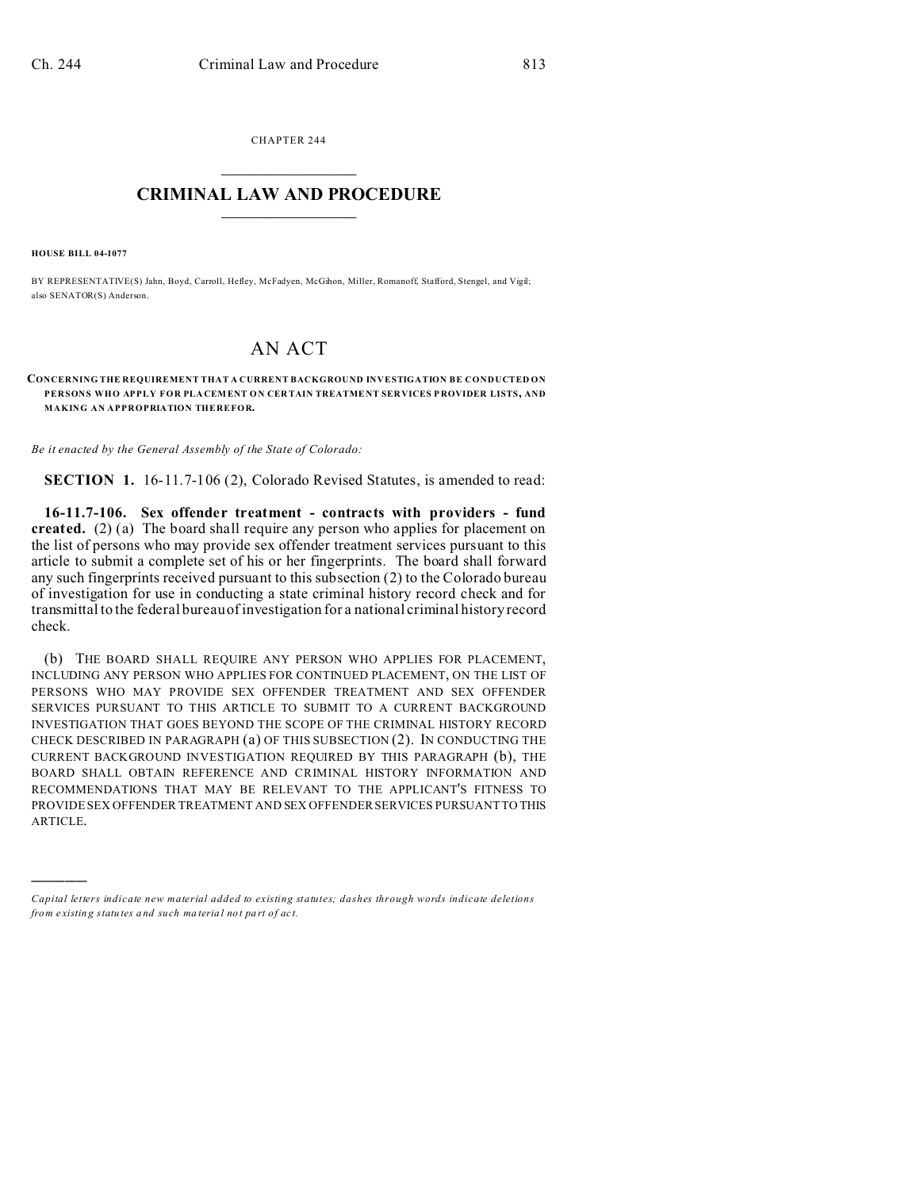CHAPTER 244

# CRIMINAL LAW AND PROCEDURE

**HOUSE BILL 04-1077**

BY REPRESENTATIVE(S) Jahn, Boyd, Carroll, Hefley, McFadyen, McGihon, Miller, Romanoff, Stafford, Stengel, and Vigil; also SENATOR(S) Anderson.

## AN ACT

**CONCERNING THE REQUIREMENT THAT A CURRENT BACKGROUND INVESTIGATION BE CONDUCTED ON PERSONS WHO APPLY FOR PLACEMENT ON CERTAIN TREATMENT SERVICES PROVIDER LISTS, AND MAKING AN APPROPRIATION THEREFOR.**

*Be it enacted by the General Assembly of the State of Colorado:*

**SECTION 1.** 16-11.7-106 (2), Colorado Revised Statutes, is amended to read:

**16-11.7-106. Sex offender treatment - contracts with providers - fund created.** (2) (a) The board shall require any person who applies for placement on the list of persons who may provide sex offender treatment services pursuant to this article to submit a complete set of his or her fingerprints. The board shall forward any such fingerprints received pursuant to this subsection (2) to the Colorado bureau of investigation for use in conducting a state criminal history record check and for transmittal to the federal bureau of investigation for a national criminal history record check.

(b) THE BOARD SHALL REQUIRE ANY PERSON WHO APPLIES FOR PLACEMENT, INCLUDING ANY PERSON WHO APPLIES FOR CONTINUED PLACEMENT, ON THE LIST OF PERSONS WHO MAY PROVIDE SEX OFFENDER TREATMENT AND SEX OFFENDER SERVICES PURSUANT TO THIS ARTICLE TO SUBMIT TO A CURRENT BACKGROUND INVESTIGATION THAT GOES BEYOND THE SCOPE OF THE CRIMINAL HISTORY RECORD CHECK DESCRIBED IN PARAGRAPH (a) OF THIS SUBSECTION (2). IN CONDUCTING THE CURRENT BACKGROUND INVESTIGATION REQUIRED BY THIS PARAGRAPH (b), THE BOARD SHALL OBTAIN REFERENCE AND CRIMINAL HISTORY INFORMATION AND RECOMMENDATIONS THAT MAY BE RELEVANT TO THE APPLICANT'S FITNESS TO PROVIDE SEX OFFENDER TREATMENT AND SEX OFFENDER SERVICES PURSUANT TO THIS ARTICLE.

---

*Capital letters indicate new material added to existing statutes; dashes through words indicate deletions from existing statutes and such material not part of act.*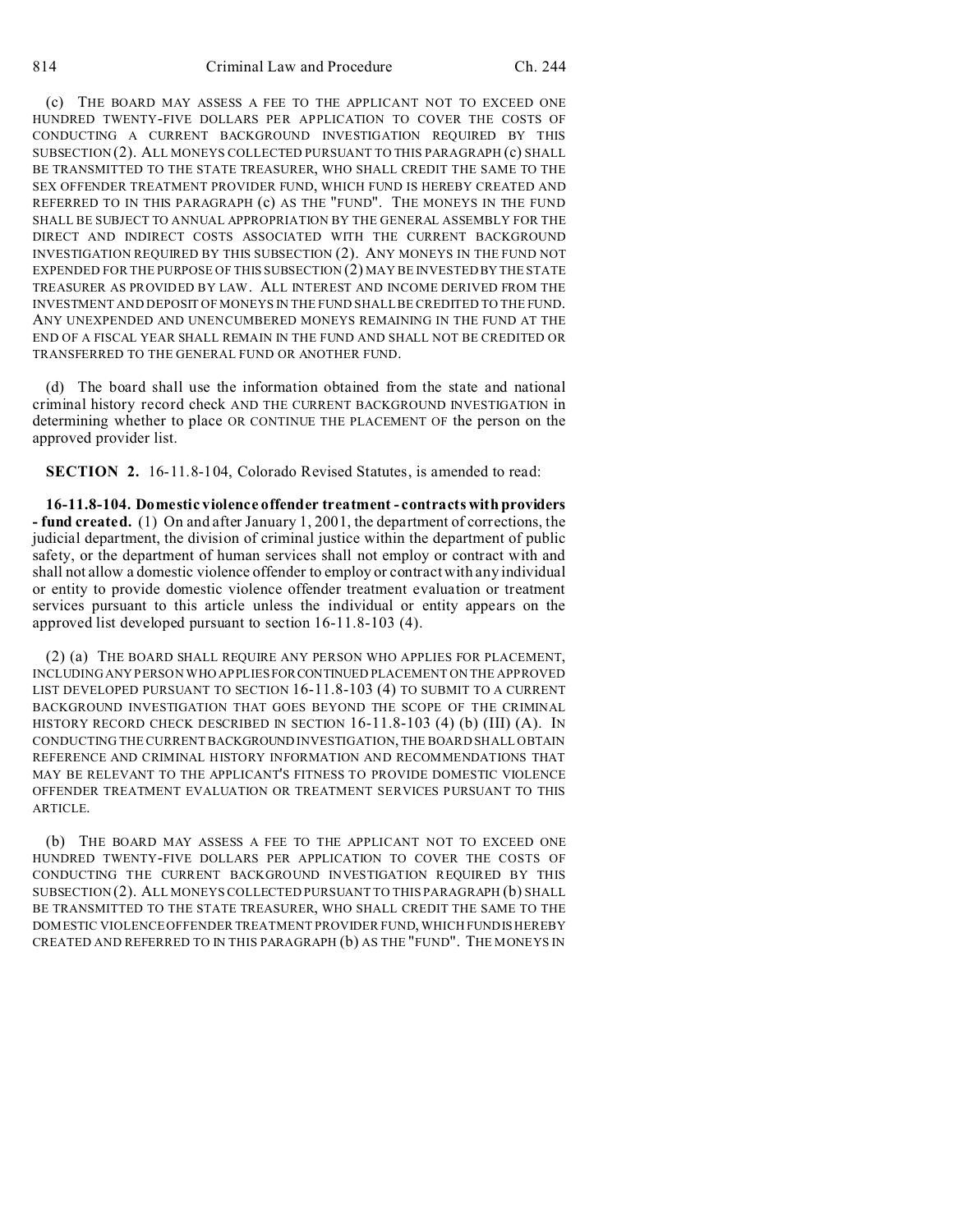(c) THE BOARD MAY ASSESS A FEE TO THE APPLICANT NOT TO EXCEED ONE HUNDRED TWENTY-FIVE DOLLARS PER APPLICATION TO COVER THE COSTS OF CONDUCTING A CURRENT BACKGROUND INVESTIGATION REQUIRED BY THIS SUBSECTION (2). ALL MONEYS COLLECTED PURSUANT TO THIS PARAGRAPH (c) SHALL BE TRANSMITTED TO THE STATE TREASURER, WHO SHALL CREDIT THE SAME TO THE SEX OFFENDER TREATMENT PROVIDER FUND, WHICH FUND IS HEREBY CREATED AND REFERRED TO IN THIS PARAGRAPH (c) AS THE "FUND". THE MONEYS IN THE FUND SHALL BE SUBJECT TO ANNUAL APPROPRIATION BY THE GENERAL ASSEMBLY FOR THE DIRECT AND INDIRECT COSTS ASSOCIATED WITH THE CURRENT BACKGROUND INVESTIGATION REQUIRED BY THIS SUBSECTION (2). ANY MONEYS IN THE FUND NOT EXPENDED FOR THE PURPOSE OF THIS SUBSECTION (2) MAY BE INVESTED BY THE STATE TREASURER AS PROVIDED BY LAW. ALL INTEREST AND INCOME DERIVED FROM THE INVESTMENT AND DEPOSIT OF MONEYS IN THE FUND SHALL BE CREDITED TO THE FUND. ANY UNEXPENDED AND UNENCUMBERED MONEYS REMAINING IN THE FUND AT THE END OF A FISCAL YEAR SHALL REMAIN IN THE FUND AND SHALL NOT BE CREDITED OR TRANSFERRED TO THE GENERAL FUND OR ANOTHER FUND.

(d) The board shall use the information obtained from the state and national criminal history record check AND THE CURRENT BACKGROUND INVESTIGATION in determining whether to place OR CONTINUE THE PLACEMENT OF the person on the approved provider list.

**SECTION 2.** 16-11.8-104, Colorado Revised Statutes, is amended to read:

**16-11.8-104. Domestic violence offender treatment - contracts with providers - fund created.** (1) On and after January 1, 2001, the department of corrections, the judicial department, the division of criminal justice within the department of public safety, or the department of human services shall not employ or contract with and shall not allow a domestic violence offender to employ or contract with any individual or entity to provide domestic violence offender treatment evaluation or treatment services pursuant to this article unless the individual or entity appears on the approved list developed pursuant to section 16-11.8-103 (4).

(2) (a) THE BOARD SHALL REQUIRE ANY PERSON WHO APPLIES FOR PLACEMENT, INCLUDING ANY PERSON WHO APPLIES FOR CONTINUED PLACEMENT ON THE APPROVED LIST DEVELOPED PURSUANT TO SECTION 16-11.8-103 (4) TO SUBMIT TO A CURRENT BACKGROUND INVESTIGATION THAT GOES BEYOND THE SCOPE OF THE CRIMINAL HISTORY RECORD CHECK DESCRIBED IN SECTION 16-11.8-103 (4) (b) (III) (A). IN CONDUCTING THE CURRENT BACKGROUND INVESTIGATION, THE BOARD SHALL OBTAIN REFERENCE AND CRIMINAL HISTORY INFORMATION AND RECOMMENDATIONS THAT MAY BE RELEVANT TO THE APPLICANT'S FITNESS TO PROVIDE DOMESTIC VIOLENCE OFFENDER TREATMENT EVALUATION OR TREATMENT SERVICES PURSUANT TO THIS ARTICLE.

(b) THE BOARD MAY ASSESS A FEE TO THE APPLICANT NOT TO EXCEED ONE HUNDRED TWENTY-FIVE DOLLARS PER APPLICATION TO COVER THE COSTS OF CONDUCTING THE CURRENT BACKGROUND INVESTIGATION REQUIRED BY THIS SUBSECTION (2). ALL MONEYS COLLECTED PURSUANT TO THIS PARAGRAPH (b) SHALL BE TRANSMITTED TO THE STATE TREASURER, WHO SHALL CREDIT THE SAME TO THE DOMESTIC VIOLENCE OFFENDER TREATMENT PROVIDER FUND, WHICH FUND IS HEREBY CREATED AND REFERRED TO IN THIS PARAGRAPH (b) AS THE "FUND". THE MONEYS IN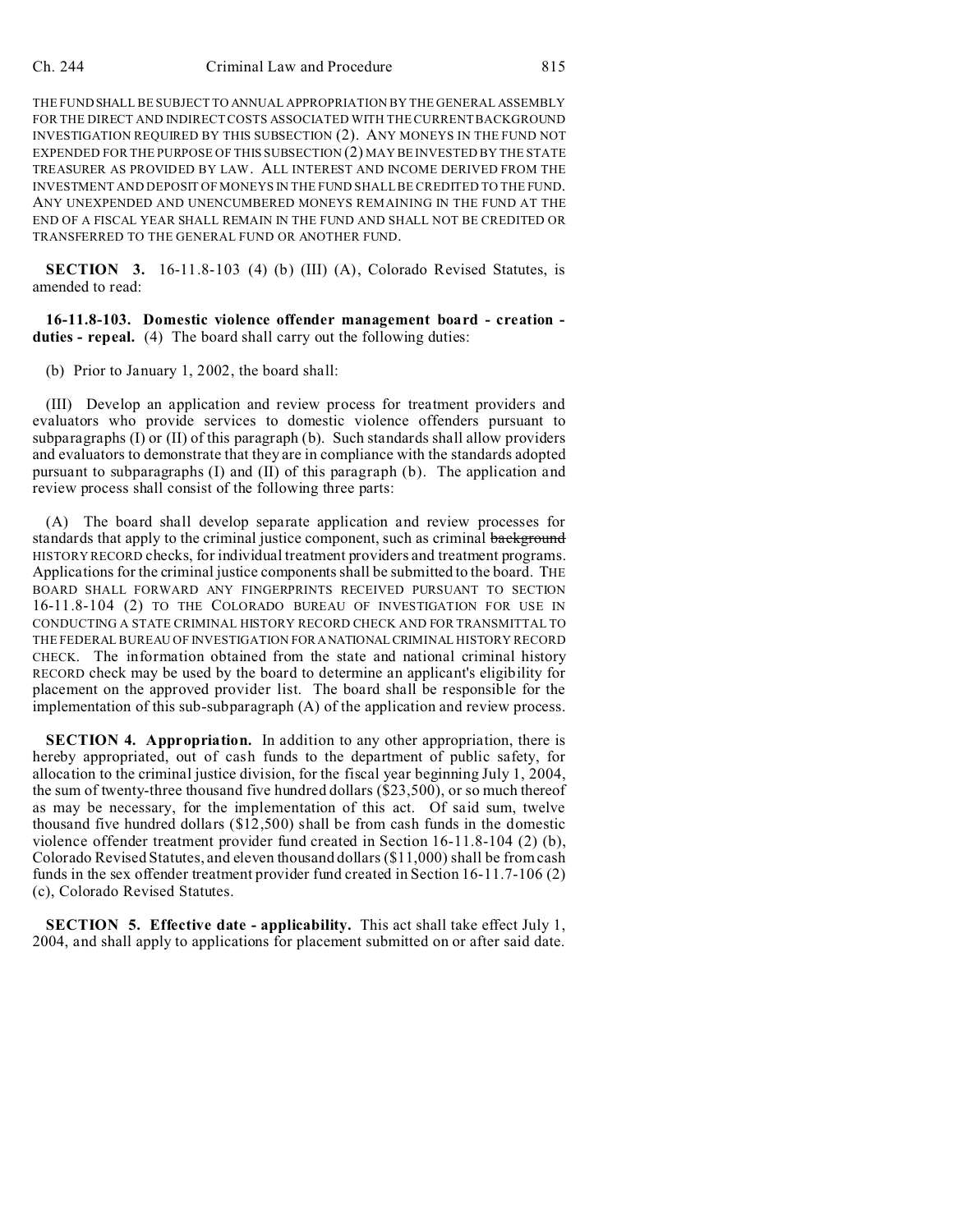THE FUND SHALL BE SUBJECT TO ANNUAL APPROPRIATION BY THE GENERAL ASSEMBLY FOR THE DIRECT AND INDIRECT COSTS ASSOCIATED WITH THE CURRENT BACKGROUND INVESTIGATION REQUIRED BY THIS SUBSECTION (2). ANY MONEYS IN THE FUND NOT EXPENDED FOR THE PURPOSE OF THIS SUBSECTION (2) MAY BE INVESTED BY THE STATE TREASURER AS PROVIDED BY LAW. ALL INTEREST AND INCOME DERIVED FROM THE INVESTMENT AND DEPOSIT OF MONEYS IN THE FUND SHALL BE CREDITED TO THE FUND. ANY UNEXPENDED AND UNENCUMBERED MONEYS REMAINING IN THE FUND AT THE END OF A FISCAL YEAR SHALL REMAIN IN THE FUND AND SHALL NOT BE CREDITED OR TRANSFERRED TO THE GENERAL FUND OR ANOTHER FUND.

**SECTION 3.** 16-11.8-103 (4) (b) (III) (A), Colorado Revised Statutes, is amended to read:

**16-11.8-103. Domestic violence offender management board - creation - duties - repeal.** (4) The board shall carry out the following duties:

(b) Prior to January 1, 2002, the board shall:

(III) Develop an application and review process for treatment providers and evaluators who provide services to domestic violence offenders pursuant to subparagraphs (I) or (II) of this paragraph (b). Such standards shall allow providers and evaluators to demonstrate that they are in compliance with the standards adopted pursuant to subparagraphs (I) and (II) of this paragraph (b). The application and review process shall consist of the following three parts:

(A) The board shall develop separate application and review processes for standards that apply to the criminal justice component, such as criminal ~~background~~ HISTORY RECORD checks, for individual treatment providers and treatment programs. Applications for the criminal justice components shall be submitted to the board. THE BOARD SHALL FORWARD ANY FINGERPRINTS RECEIVED PURSUANT TO SECTION 16-11.8-104 (2) TO THE COLORADO BUREAU OF INVESTIGATION FOR USE IN CONDUCTING A STATE CRIMINAL HISTORY RECORD CHECK AND FOR TRANSMITTAL TO THE FEDERAL BUREAU OF INVESTIGATION FOR A NATIONAL CRIMINAL HISTORY RECORD CHECK. The information obtained from the state and national criminal history RECORD check may be used by the board to determine an applicant's eligibility for placement on the approved provider list. The board shall be responsible for the implementation of this sub-subparagraph (A) of the application and review process.

**SECTION 4. Appropriation.** In addition to any other appropriation, there is hereby appropriated, out of cash funds to the department of public safety, for allocation to the criminal justice division, for the fiscal year beginning July 1, 2004, the sum of twenty-three thousand five hundred dollars ($23,500), or so much thereof as may be necessary, for the implementation of this act. Of said sum, twelve thousand five hundred dollars ($12,500) shall be from cash funds in the domestic violence offender treatment provider fund created in Section 16-11.8-104 (2) (b), Colorado Revised Statutes, and eleven thousand dollars ($11,000) shall be from cash funds in the sex offender treatment provider fund created in Section 16-11.7-106 (2) (c), Colorado Revised Statutes.

**SECTION 5. Effective date - applicability.** This act shall take effect July 1, 2004, and shall apply to applications for placement submitted on or after said date.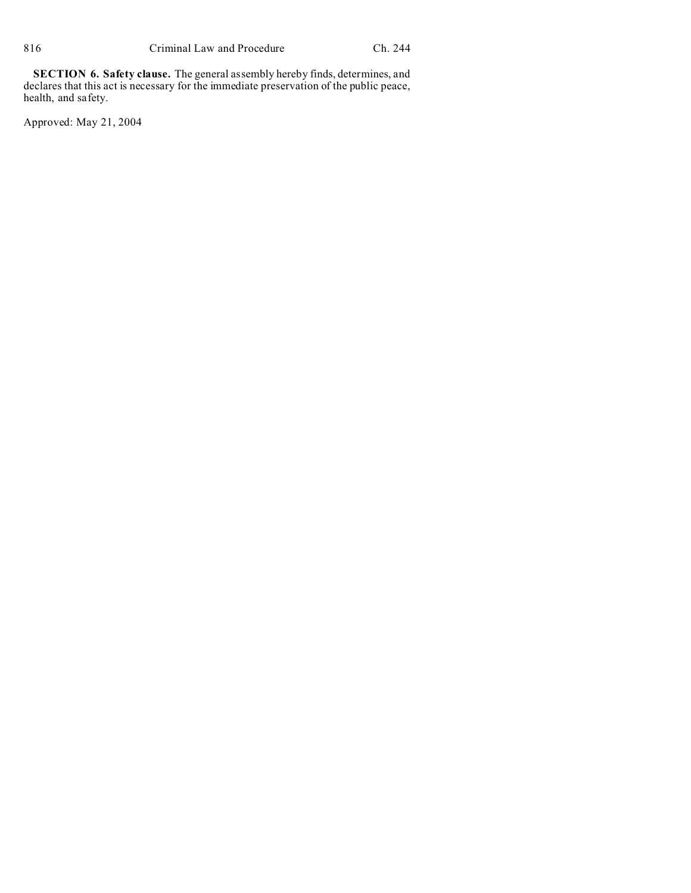**SECTION 6. Safety clause.** The general assembly hereby finds, determines, and declares that this act is necessary for the immediate preservation of the public peace, health, and safety.

Approved: May 21, 2004